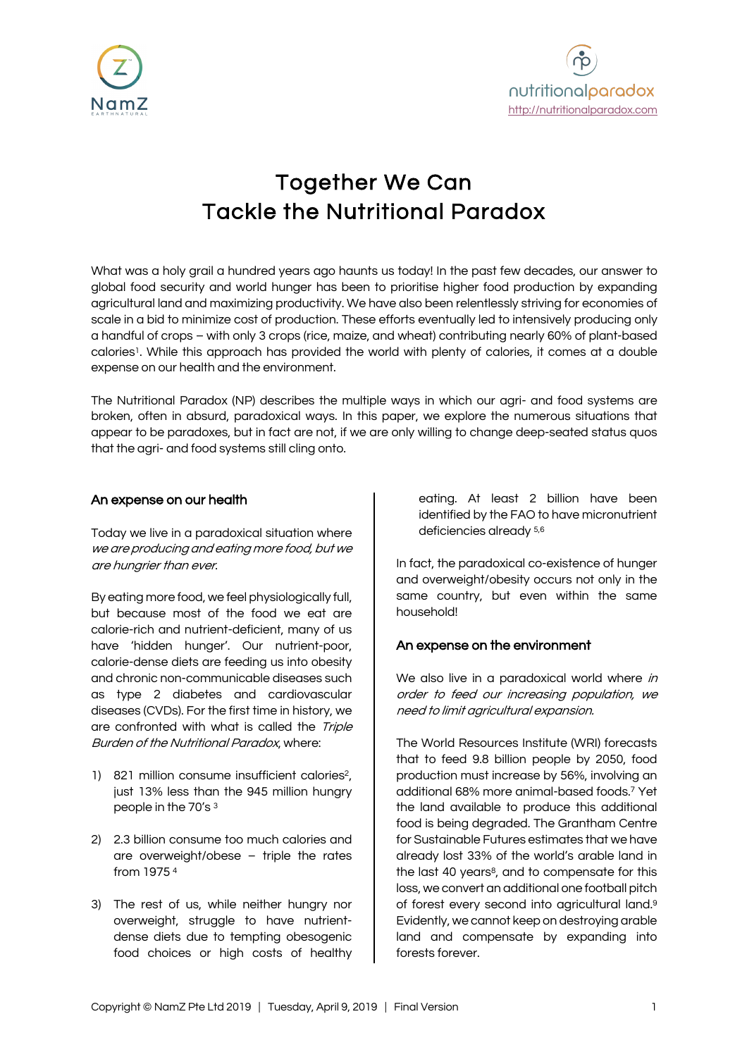NamZ
EARTHNATURAL

nutritionalparadox
http://nutritionalparadox.com

# Together We Can Tackle the Nutritional Paradox

What was a holy grail a hundred years ago haunts us today! In the past few decades, our answer to global food security and world hunger has been to prioritise higher food production by expanding agricultural land and maximizing productivity. We have also been relentlessly striving for economies of scale in a bid to minimize cost of production. These efforts eventually led to intensively producing only a handful of crops – with only 3 crops (rice, maize, and wheat) contributing nearly 60% of plant-based calories[1]. While this approach has provided the world with plenty of calories, it comes at a double expense on our health and the environment.

The Nutritional Paradox (NP) describes the multiple ways in which our agri- and food systems are broken, often in absurd, paradoxical ways. In this paper, we explore the numerous situations that appear to be paradoxes, but in fact are not, if we are only willing to change deep-seated status quos that the agri- and food systems still cling onto.

## An expense on our health

Today we live in a paradoxical situation where *we are producing and eating more food, but we are hungrier than ever.*

By eating more food, we feel physiologically full, but because most of the food we eat are calorie-rich and nutrient-deficient, many of us have 'hidden hunger'. Our nutrient-poor, calorie-dense diets are feeding us into obesity and chronic non-communicable diseases such as type 2 diabetes and cardiovascular diseases (CVDs). For the first time in history, we are confronted with what is called the *Triple Burden of the Nutritional Paradox*, where:

1) 821 million consume insufficient calories[2], just 13% less than the 945 million hungry people in the 70's [3]

2) 2.3 billion consume too much calories and are overweight/obese – triple the rates from 1975 [4]

3) The rest of us, while neither hungry nor overweight, struggle to have nutrient-dense diets due to tempting obesogenic food choices or high costs of healthy eating. At least 2 billion have been identified by the FAO to have micronutrient deficiencies already [5,6]

In fact, the paradoxical co-existence of hunger and overweight/obesity occurs not only in the same country, but even within the same household!

## An expense on the environment

We also live in a paradoxical world where *in order to feed our increasing population, we need to limit agricultural expansion.*

The World Resources Institute (WRI) forecasts that to feed 9.8 billion people by 2050, food production must increase by 56%, involving an additional 68% more animal-based foods.[7] Yet the land available to produce this additional food is being degraded. The Grantham Centre for Sustainable Futures estimates that we have already lost 33% of the world's arable land in the last 40 years[8], and to compensate for this loss, we convert an additional one football pitch of forest every second into agricultural land.[9] Evidently, we cannot keep on destroying arable land and compensate by expanding into forests forever.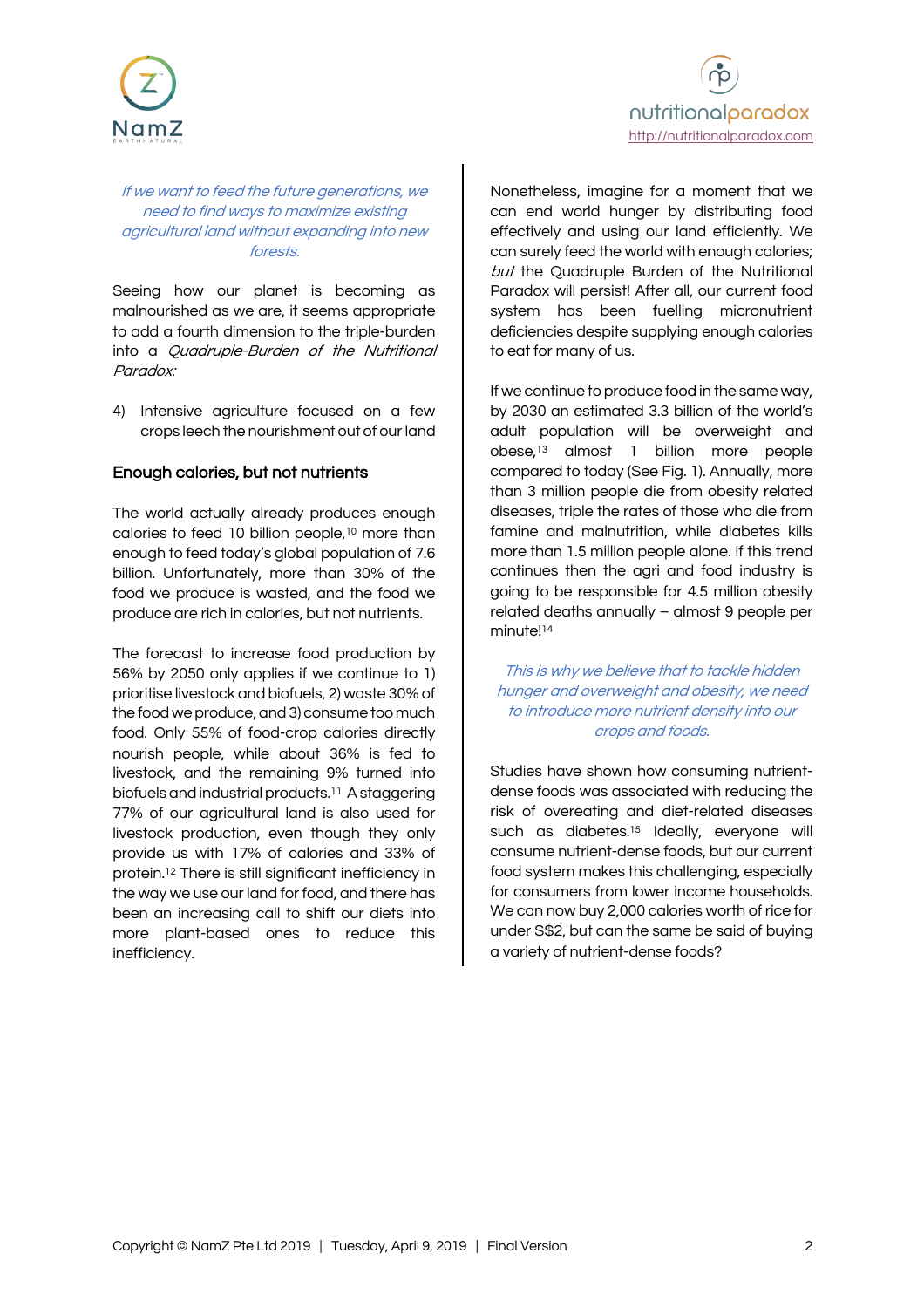*If we want to feed the future generations, we need to find ways to maximize existing agricultural land without expanding into new forests.*

Seeing how our planet is becoming as malnourished as we are, it seems appropriate to add a fourth dimension to the triple-burden into a *Quadruple-Burden of the Nutritional Paradox:*

4) Intensive agriculture focused on a few crops leech the nourishment out of our land

## Enough calories, but not nutrients

The world actually already produces enough calories to feed 10 billion people,[10] more than enough to feed today's global population of 7.6 billion. Unfortunately, more than 30% of the food we produce is wasted, and the food we produce are rich in calories, but not nutrients.

The forecast to increase food production by 56% by 2050 only applies if we continue to 1) prioritise livestock and biofuels, 2) waste 30% of the food we produce, and 3) consume too much food. Only 55% of food-crop calories directly nourish people, while about 36% is fed to livestock, and the remaining 9% turned into biofuels and industrial products.[11] A staggering 77% of our agricultural land is also used for livestock production, even though they only provide us with 17% of calories and 33% of protein.[12] There is still significant inefficiency in the way we use our land for food, and there has been an increasing call to shift our diets into more plant-based ones to reduce this inefficiency.

Nonetheless, imagine for a moment that we can end world hunger by distributing food effectively and using our land efficiently. We can surely feed the world with enough calories; *but* the Quadruple Burden of the Nutritional Paradox will persist! After all, our current food system has been fuelling micronutrient deficiencies despite supplying enough calories to eat for many of us.

If we continue to produce food in the same way, by 2030 an estimated 3.3 billion of the world's adult population will be overweight and obese,[13] almost 1 billion more people compared to today (See Fig. 1). Annually, more than 3 million people die from obesity related diseases, triple the rates of those who die from famine and malnutrition, while diabetes kills more than 1.5 million people alone. If this trend continues then the agri and food industry is going to be responsible for 4.5 million obesity related deaths annually – almost 9 people per minute![14]

*This is why we believe that to tackle hidden hunger and overweight and obesity, we need to introduce more nutrient density into our crops and foods.*

Studies have shown how consuming nutrient-dense foods was associated with reducing the risk of overeating and diet-related diseases such as diabetes.[15] Ideally, everyone will consume nutrient-dense foods, but our current food system makes this challenging, especially for consumers from lower income households. We can now buy 2,000 calories worth of rice for under S$2, but can the same be said of buying a variety of nutrient-dense foods?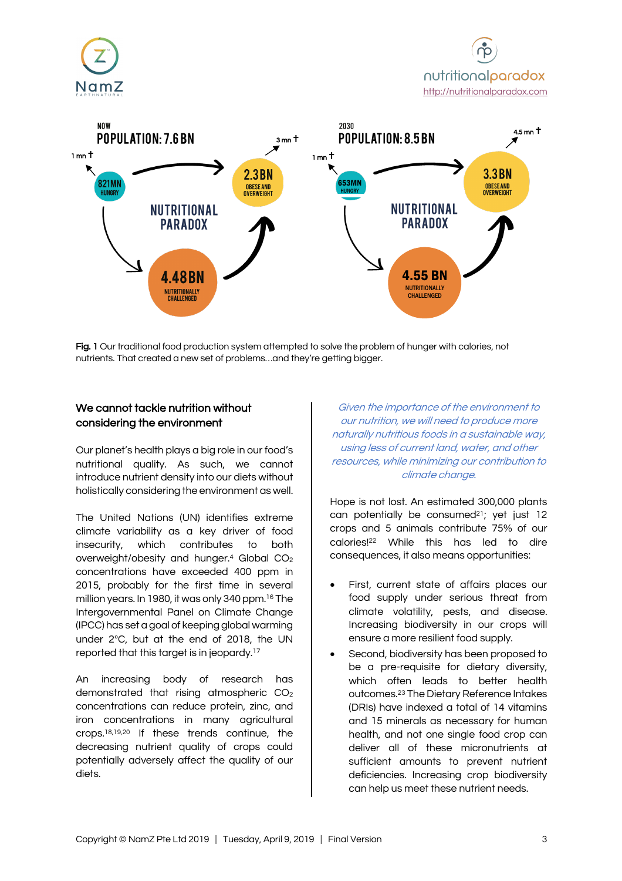NamZ EARTHNATURAL

nutritionalparadox
http://nutritionalparadox.com

NOW
POPULATION: 7.6 BN

1 mn †
821MN HUNGRY
3 mn †
2.3BN OBESE AND OVERWEIGHT
NUTRITIONAL PARADOX
4.48BN NUTRITIONALLY CHALLENGED

2030
POPULATION: 8.5 BN

1 mn †
653MN HUNGRY
4.5 mn †
3.3BN OBESE AND OVERWEIGHT
NUTRITIONAL PARADOX
4.55 BN NUTRITIONALLY CHALLENGED

**Fig. 1** Our traditional food production system attempted to solve the problem of hunger with calories, not nutrients. That created a new set of problems…and they're getting bigger.

## We cannot tackle nutrition without considering the environment

Our planet's health plays a big role in our food's nutritional quality. As such, we cannot introduce nutrient density into our diets without holistically considering the environment as well.

The United Nations (UN) identifies extreme climate variability as a key driver of food insecurity, which contributes to both overweight/obesity and hunger.[4] Global $CO_2$ concentrations have exceeded 400 ppm in 2015, probably for the first time in several million years. In 1980, it was only 340 ppm.[16] The Intergovernmental Panel on Climate Change (IPCC) has set a goal of keeping global warming under 2°C, but at the end of 2018, the UN reported that this target is in jeopardy.[17]

An increasing body of research has demonstrated that rising atmospheric $CO_2$ concentrations can reduce protein, zinc, and iron concentrations in many agricultural crops.[18,19,20] If these trends continue, the decreasing nutrient quality of crops could potentially adversely affect the quality of our diets.

*Given the importance of the environment to our nutrition, we will need to produce more naturally nutritious foods in a sustainable way, using less of current land, water, and other resources, while minimizing our contribution to climate change.*

Hope is not lost. An estimated 300,000 plants can potentially be consumed[21]; yet just 12 crops and 5 animals contribute 75% of our calories![22] While this has led to dire consequences, it also means opportunities:

- First, current state of affairs places our food supply under serious threat from climate volatility, pests, and disease. Increasing biodiversity in our crops will ensure a more resilient food supply.
- Second, biodiversity has been proposed to be a pre-requisite for dietary diversity, which often leads to better health outcomes.[23] The Dietary Reference Intakes (DRIs) have indexed a total of 14 vitamins and 15 minerals as necessary for human health, and not one single food crop can deliver all of these micronutrients at sufficient amounts to prevent nutrient deficiencies. Increasing crop biodiversity can help us meet these nutrient needs.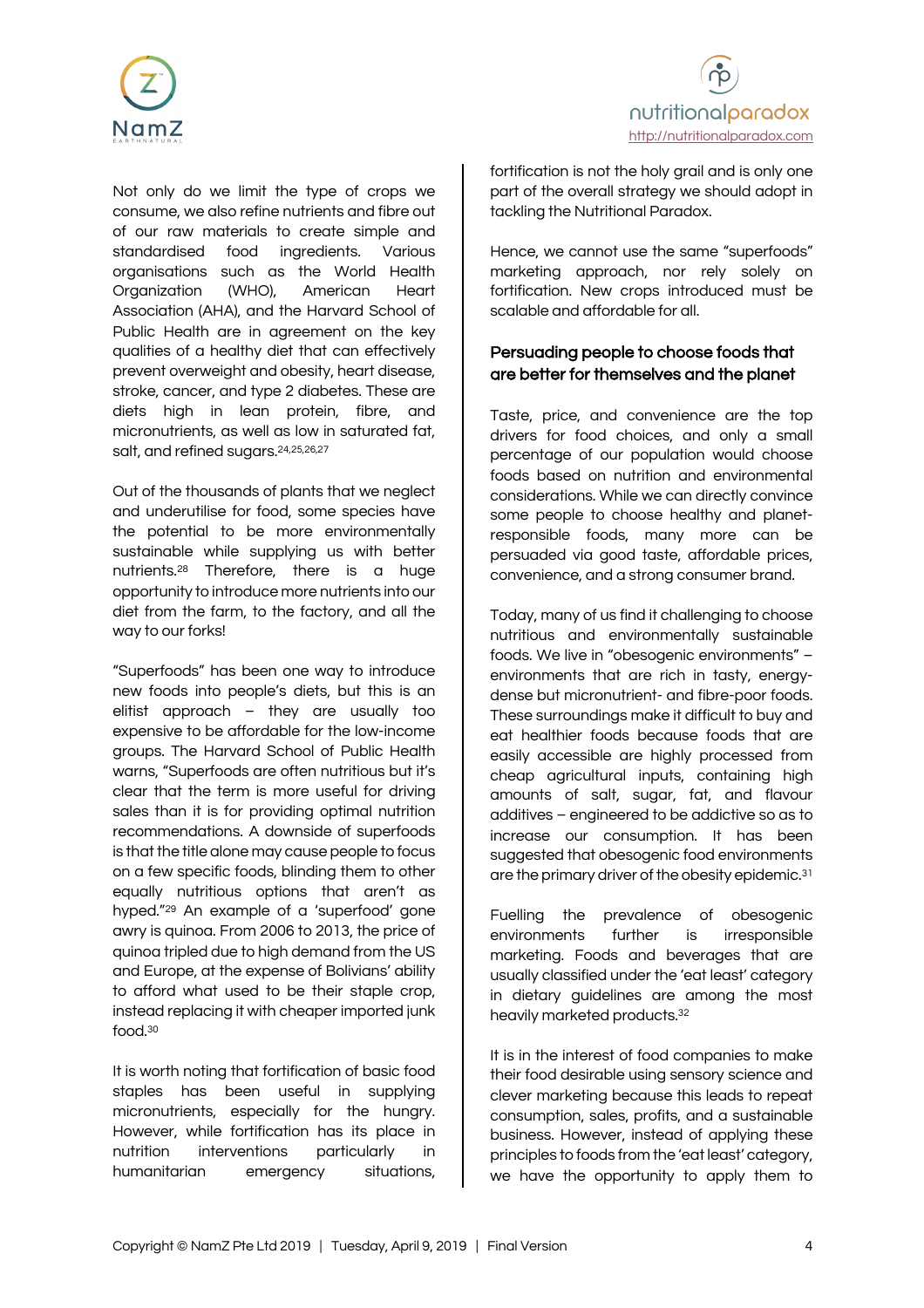Not only do we limit the type of crops we consume, we also refine nutrients and fibre out of our raw materials to create simple and standardised food ingredients. Various organisations such as the World Health Organization (WHO), American Heart Association (AHA), and the Harvard School of Public Health are in agreement on the key qualities of a healthy diet that can effectively prevent overweight and obesity, heart disease, stroke, cancer, and type 2 diabetes. These are diets high in lean protein, fibre, and micronutrients, as well as low in saturated fat, salt, and refined sugars.[24,25,26,27]

Out of the thousands of plants that we neglect and underutilise for food, some species have the potential to be more environmentally sustainable while supplying us with better nutrients.[28] Therefore, there is a huge opportunity to introduce more nutrients into our diet from the farm, to the factory, and all the way to our forks!

"Superfoods" has been one way to introduce new foods into people's diets, but this is an elitist approach – they are usually too expensive to be affordable for the low-income groups. The Harvard School of Public Health warns, "Superfoods are often nutritious but it's clear that the term is more useful for driving sales than it is for providing optimal nutrition recommendations. A downside of superfoods is that the title alone may cause people to focus on a few specific foods, blinding them to other equally nutritious options that aren't as hyped."[29] An example of a 'superfood' gone awry is quinoa. From 2006 to 2013, the price of quinoa tripled due to high demand from the US and Europe, at the expense of Bolivians' ability to afford what used to be their staple crop, instead replacing it with cheaper imported junk food.[30]

It is worth noting that fortification of basic food staples has been useful in supplying micronutrients, especially for the hungry. However, while fortification has its place in nutrition interventions particularly in humanitarian emergency situations, fortification is not the holy grail and is only one part of the overall strategy we should adopt in tackling the Nutritional Paradox.

Hence, we cannot use the same "superfoods" marketing approach, nor rely solely on fortification. New crops introduced must be scalable and affordable for all.

## Persuading people to choose foods that are better for themselves and the planet

Taste, price, and convenience are the top drivers for food choices, and only a small percentage of our population would choose foods based on nutrition and environmental considerations. While we can directly convince some people to choose healthy and planet-responsible foods, many more can be persuaded via good taste, affordable prices, convenience, and a strong consumer brand.

Today, many of us find it challenging to choose nutritious and environmentally sustainable foods. We live in "obesogenic environments" – environments that are rich in tasty, energy-dense but micronutrient- and fibre-poor foods. These surroundings make it difficult to buy and eat healthier foods because foods that are easily accessible are highly processed from cheap agricultural inputs, containing high amounts of salt, sugar, fat, and flavour additives – engineered to be addictive so as to increase our consumption. It has been suggested that obesogenic food environments are the primary driver of the obesity epidemic.[31]

Fuelling the prevalence of obesogenic environments further is irresponsible marketing. Foods and beverages that are usually classified under the 'eat least' category in dietary guidelines are among the most heavily marketed products.[32]

It is in the interest of food companies to make their food desirable using sensory science and clever marketing because this leads to repeat consumption, sales, profits, and a sustainable business. However, instead of applying these principles to foods from the 'eat least' category, we have the opportunity to apply them to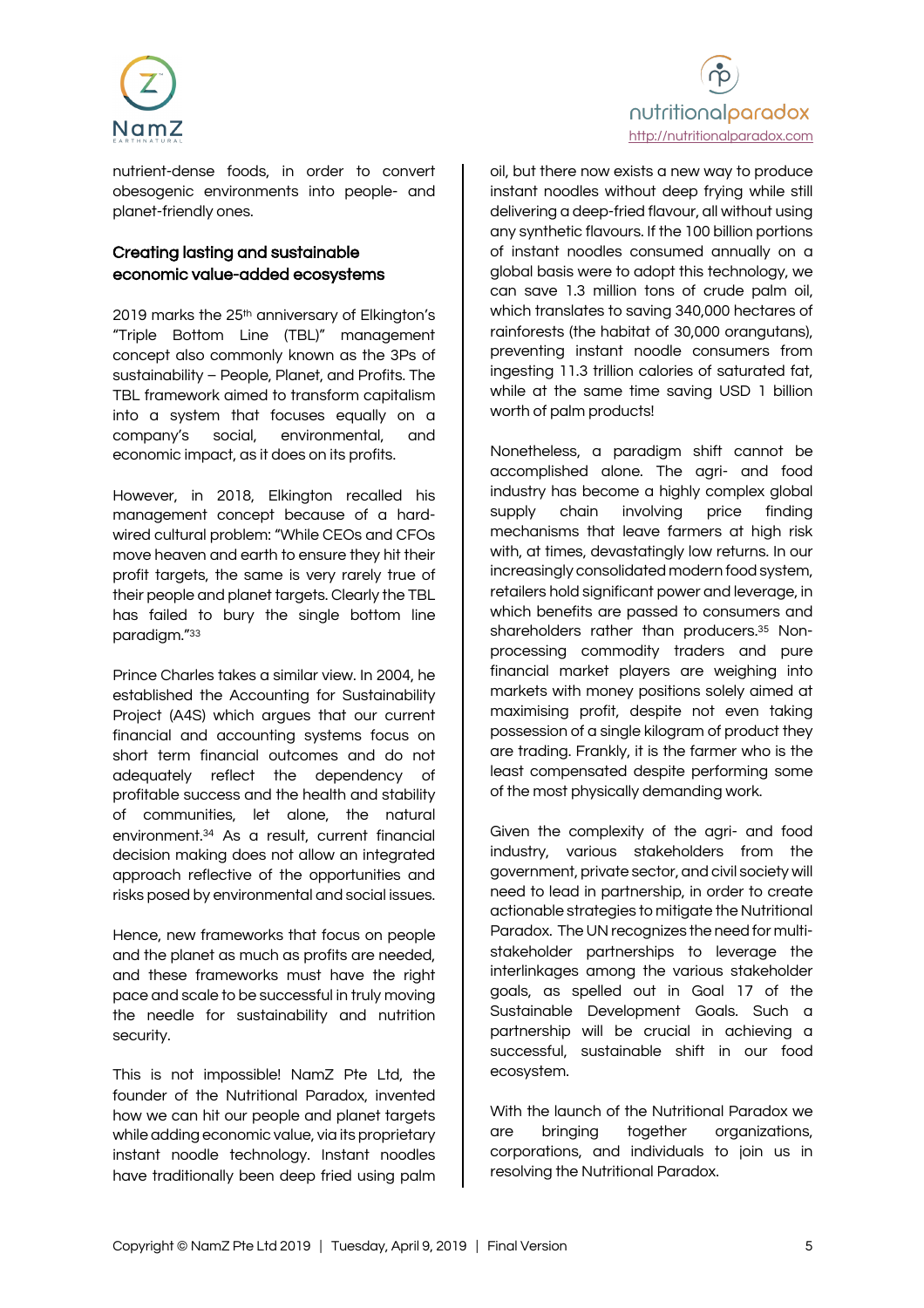nutrient-dense foods, in order to convert obesogenic environments into people- and planet-friendly ones.

## Creating lasting and sustainable economic value-added ecosystems

2019 marks the 25th anniversary of Elkington's "Triple Bottom Line (TBL)" management concept also commonly known as the 3Ps of sustainability – People, Planet, and Profits. The TBL framework aimed to transform capitalism into a system that focuses equally on a company's social, environmental, and economic impact, as it does on its profits.

However, in 2018, Elkington recalled his management concept because of a hard-wired cultural problem: "While CEOs and CFOs move heaven and earth to ensure they hit their profit targets, the same is very rarely true of their people and planet targets. Clearly the TBL has failed to bury the single bottom line paradigm."[33]

Prince Charles takes a similar view. In 2004, he established the Accounting for Sustainability Project (A4S) which argues that our current financial and accounting systems focus on short term financial outcomes and do not adequately reflect the dependency of profitable success and the health and stability of communities, let alone, the natural environment.[34] As a result, current financial decision making does not allow an integrated approach reflective of the opportunities and risks posed by environmental and social issues.

Hence, new frameworks that focus on people and the planet as much as profits are needed, and these frameworks must have the right pace and scale to be successful in truly moving the needle for sustainability and nutrition security.

This is not impossible! NamZ Pte Ltd, the founder of the Nutritional Paradox, invented how we can hit our people and planet targets while adding economic value, via its proprietary instant noodle technology. Instant noodles have traditionally been deep fried using palm oil, but there now exists a new way to produce instant noodles without deep frying while still delivering a deep-fried flavour, all without using any synthetic flavours. If the 100 billion portions of instant noodles consumed annually on a global basis were to adopt this technology, we can save 1.3 million tons of crude palm oil, which translates to saving 340,000 hectares of rainforests (the habitat of 30,000 orangutans), preventing instant noodle consumers from ingesting 11.3 trillion calories of saturated fat, while at the same time saving USD 1 billion worth of palm products!

Nonetheless, a paradigm shift cannot be accomplished alone. The agri- and food industry has become a highly complex global supply chain involving price finding mechanisms that leave farmers at high risk with, at times, devastatingly low returns. In our increasingly consolidated modern food system, retailers hold significant power and leverage, in which benefits are passed to consumers and shareholders rather than producers.[35] Non-processing commodity traders and pure financial market players are weighing into markets with money positions solely aimed at maximising profit, despite not even taking possession of a single kilogram of product they are trading. Frankly, it is the farmer who is the least compensated despite performing some of the most physically demanding work.

Given the complexity of the agri- and food industry, various stakeholders from the government, private sector, and civil society will need to lead in partnership, in order to create actionable strategies to mitigate the Nutritional Paradox. The UN recognizes the need for multi-stakeholder partnerships to leverage the interlinkages among the various stakeholder goals, as spelled out in Goal 17 of the Sustainable Development Goals. Such a partnership will be crucial in achieving a successful, sustainable shift in our food ecosystem.

With the launch of the Nutritional Paradox we are bringing together organizations, corporations, and individuals to join us in resolving the Nutritional Paradox.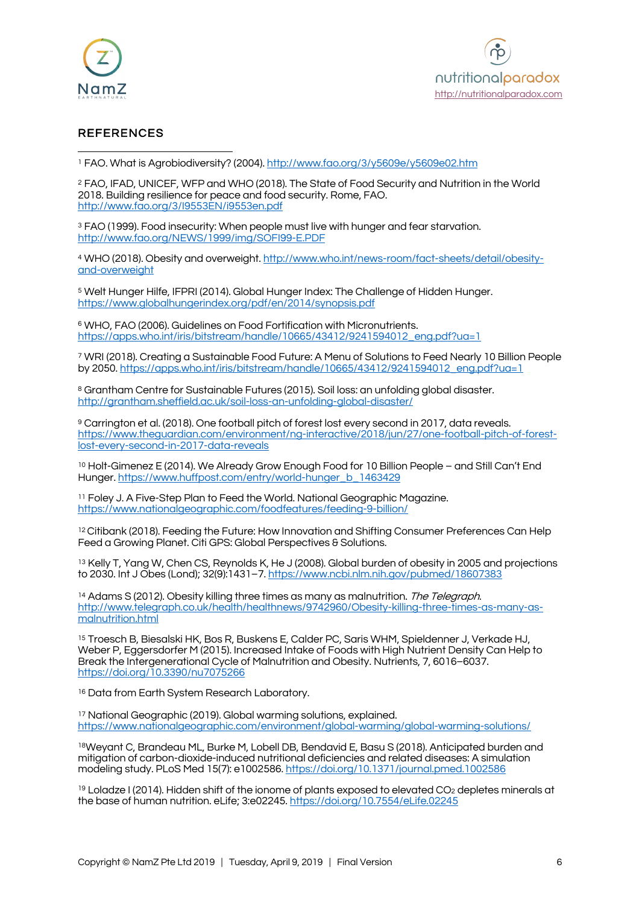## REFERENCES

[1] FAO. What is Agrobiodiversity? (2004). http://www.fao.org/3/y5609e/y5609e02.htm

[2] FAO, IFAD, UNICEF, WFP and WHO (2018). The State of Food Security and Nutrition in the World 2018. Building resilience for peace and food security. Rome, FAO. http://www.fao.org/3/I9553EN/i9553en.pdf

[3] FAO (1999). Food insecurity: When people must live with hunger and fear starvation. http://www.fao.org/NEWS/1999/img/SOFI99-E.PDF

[4] WHO (2018). Obesity and overweight. http://www.who.int/news-room/fact-sheets/detail/obesity-and-overweight

[5] Welt Hunger Hilfe, IFPRI (2014). Global Hunger Index: The Challenge of Hidden Hunger. https://www.globalhungerindex.org/pdf/en/2014/synopsis.pdf

[6] WHO, FAO (2006). Guidelines on Food Fortification with Micronutrients. https://apps.who.int/iris/bitstream/handle/10665/43412/9241594012_eng.pdf?ua=1

[7] WRI (2018). Creating a Sustainable Food Future: A Menu of Solutions to Feed Nearly 10 Billion People by 2050. https://apps.who.int/iris/bitstream/handle/10665/43412/9241594012_eng.pdf?ua=1

[8] Grantham Centre for Sustainable Futures (2015). Soil loss: an unfolding global disaster. http://grantham.sheffield.ac.uk/soil-loss-an-unfolding-global-disaster/

[9] Carrington et al. (2018). One football pitch of forest lost every second in 2017, data reveals. https://www.theguardian.com/environment/ng-interactive/2018/jun/27/one-football-pitch-of-forest-lost-every-second-in-2017-data-reveals

[10] Holt-Gimenez E (2014). We Already Grow Enough Food for 10 Billion People – and Still Can't End Hunger. https://www.huffpost.com/entry/world-hunger_b_1463429

[11] Foley J. A Five-Step Plan to Feed the World. National Geographic Magazine. https://www.nationalgeographic.com/foodfeatures/feeding-9-billion/

[12] Citibank (2018). Feeding the Future: How Innovation and Shifting Consumer Preferences Can Help Feed a Growing Planet. Citi GPS: Global Perspectives & Solutions.

[13] Kelly T, Yang W, Chen CS, Reynolds K, He J (2008). Global burden of obesity in 2005 and projections to 2030. Int J Obes (Lond); 32(9):1431–7. https://www.ncbi.nlm.nih.gov/pubmed/18607383

[14] Adams S (2012). Obesity killing three times as many as malnutrition. *The Telegraph*. http://www.telegraph.co.uk/health/healthnews/9742960/Obesity-killing-three-times-as-many-as-malnutrition.html

[15] Troesch B, Biesalski HK, Bos R, Buskens E, Calder PC, Saris WHM, Spieldenner J, Verkade HJ, Weber P, Eggersdorfer M (2015). Increased Intake of Foods with High Nutrient Density Can Help to Break the Intergenerational Cycle of Malnutrition and Obesity. Nutrients, 7, 6016–6037. https://doi.org/10.3390/nu7075266

[16] Data from Earth System Research Laboratory.

[17] National Geographic (2019). Global warming solutions, explained. https://www.nationalgeographic.com/environment/global-warming/global-warming-solutions/

[18] Weyant C, Brandeau ML, Burke M, Lobell DB, Bendavid E, Basu S (2018). Anticipated burden and mitigation of carbon-dioxide-induced nutritional deficiencies and related diseases: A simulation modeling study. PLoS Med 15(7): e1002586. https://doi.org/10.1371/journal.pmed.1002586

[19] Loladze I (2014). Hidden shift of the ionome of plants exposed to elevated $CO_2$ depletes minerals at the base of human nutrition. eLife; 3:e02245. https://doi.org/10.7554/eLife.02245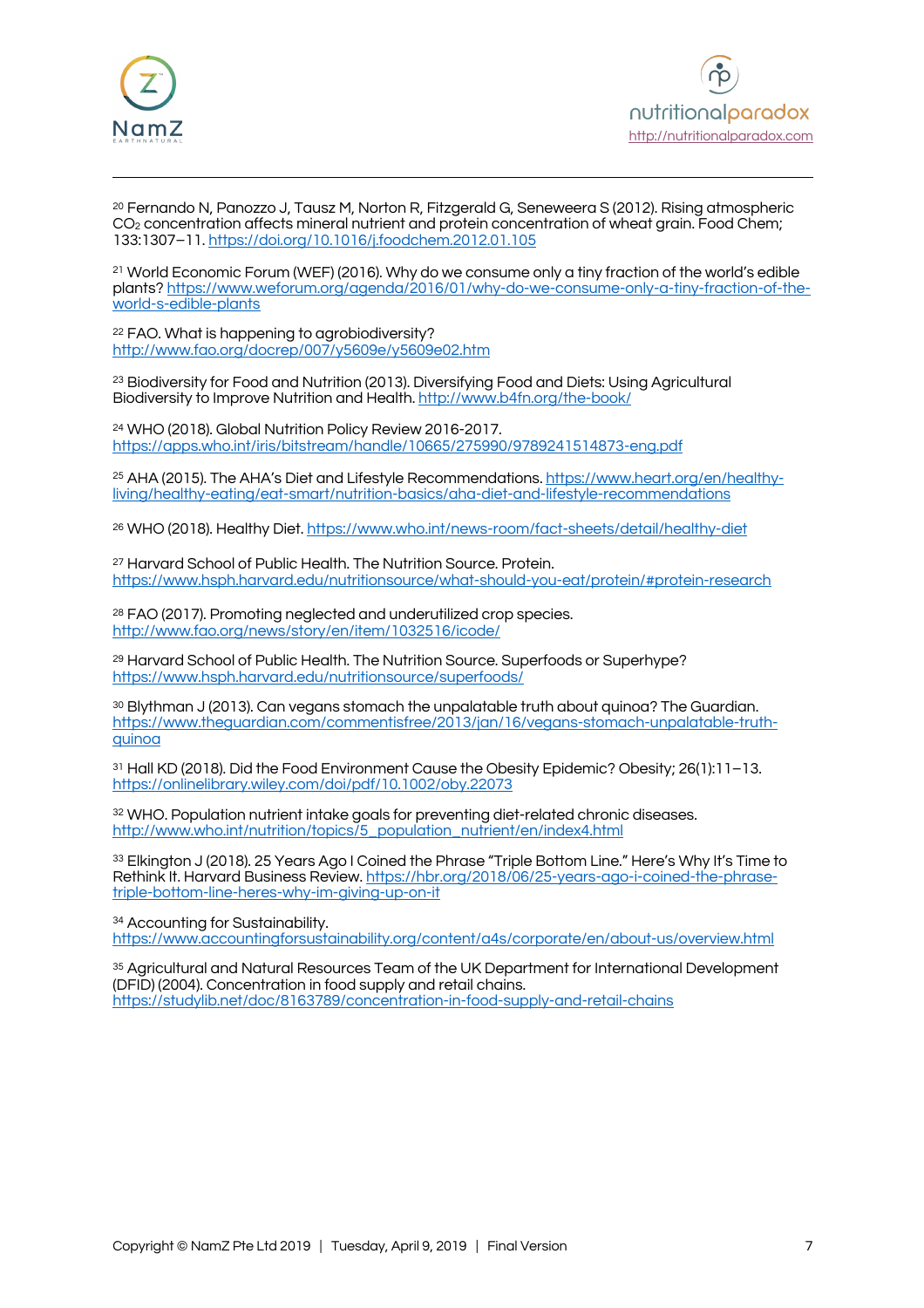[20] Fernando N, Panozzo J, Tausz M, Norton R, Fitzgerald G, Seneweera S (2012). Rising atmospheric $CO_2$ concentration affects mineral nutrient and protein concentration of wheat grain. Food Chem; 133:1307–11. https://doi.org/10.1016/j.foodchem.2012.01.105

[21] World Economic Forum (WEF) (2016). Why do we consume only a tiny fraction of the world's edible plants? https://www.weforum.org/agenda/2016/01/why-do-we-consume-only-a-tiny-fraction-of-the-world-s-edible-plants

[22] FAO. What is happening to agrobiodiversity? http://www.fao.org/docrep/007/y5609e/y5609e02.htm

[23] Biodiversity for Food and Nutrition (2013). Diversifying Food and Diets: Using Agricultural Biodiversity to Improve Nutrition and Health. http://www.b4fn.org/the-book/

[24] WHO (2018). Global Nutrition Policy Review 2016-2017. https://apps.who.int/iris/bitstream/handle/10665/275990/9789241514873-eng.pdf

[25] AHA (2015). The AHA's Diet and Lifestyle Recommendations. https://www.heart.org/en/healthy-living/healthy-eating/eat-smart/nutrition-basics/aha-diet-and-lifestyle-recommendations

[26] WHO (2018). Healthy Diet. https://www.who.int/news-room/fact-sheets/detail/healthy-diet

[27] Harvard School of Public Health. The Nutrition Source. Protein. https://www.hsph.harvard.edu/nutritionsource/what-should-you-eat/protein/#protein-research

[28] FAO (2017). Promoting neglected and underutilized crop species. http://www.fao.org/news/story/en/item/1032516/icode/

[29] Harvard School of Public Health. The Nutrition Source. Superfoods or Superhype? https://www.hsph.harvard.edu/nutritionsource/superfoods/

[30] Blythman J (2013). Can vegans stomach the unpalatable truth about quinoa? The Guardian. https://www.theguardian.com/commentisfree/2013/jan/16/vegans-stomach-unpalatable-truth-quinoa

[31] Hall KD (2018). Did the Food Environment Cause the Obesity Epidemic? Obesity; 26(1):11–13. https://onlinelibrary.wiley.com/doi/pdf/10.1002/oby.22073

[32] WHO. Population nutrient intake goals for preventing diet-related chronic diseases. http://www.who.int/nutrition/topics/5_population_nutrient/en/index4.html

[33] Elkington J (2018). 25 Years Ago I Coined the Phrase "Triple Bottom Line." Here's Why It's Time to Rethink It. Harvard Business Review. https://hbr.org/2018/06/25-years-ago-i-coined-the-phrase-triple-bottom-line-heres-why-im-giving-up-on-it

[34] Accounting for Sustainability. https://www.accountingforsustainability.org/content/a4s/corporate/en/about-us/overview.html

[35] Agricultural and Natural Resources Team of the UK Department for International Development (DFID) (2004). Concentration in food supply and retail chains. https://studylib.net/doc/8163789/concentration-in-food-supply-and-retail-chains